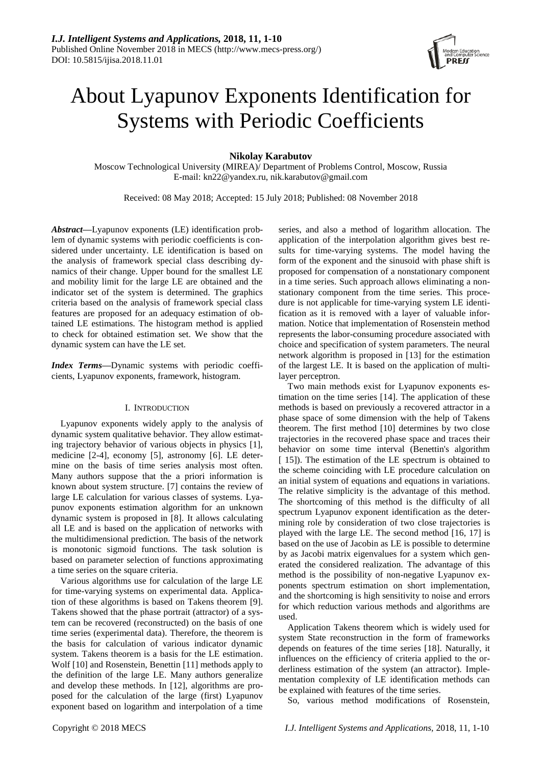# About Lyapunov Exponents Identification for Systems with Periodic Coefficients

**Nikolay Karabutov**

Moscow Technological University (MIREA)/ Department of Problems Control, Moscow, Russia
E-mail: kn22@yandex.ru, nik.karabutov@gmail.com

Received: 08 May 2018; Accepted: 15 July 2018; Published: 08 November 2018

***Abstract*—**Lyapunov exponents (LE) identification problem of dynamic systems with periodic coefficients is considered under uncertainty. LE identification is based on the analysis of framework special class describing dynamics of their change. Upper bound for the smallest LE and mobility limit for the large LE are obtained and the indicator set of the system is determined. The graphics criteria based on the analysis of framework special class features are proposed for an adequacy estimation of obtained LE estimations. The histogram method is applied to check for obtained estimation set. We show that the dynamic system can have the LE set.

***Index Terms*—**Dynamic systems with periodic coefficients, Lyapunov exponents, framework, histogram.

## I. Introduction

Lyapunov exponents widely apply to the analysis of dynamic system qualitative behavior. They allow estimating trajectory behavior of various objects in physics [1], medicine [2-4], economy [5], astronomy [6]. LE determine on the basis of time series analysis most often. Many authors suppose that the a priori information is known about system structure. [7] contains the review of large LE calculation for various classes of systems. Lyapunov exponents estimation algorithm for an unknown dynamic system is proposed in [8]. It allows calculating all LE and is based on the application of networks with the multidimensional prediction. The basis of the network is monotonic sigmoid functions. The task solution is based on parameter selection of functions approximating a time series on the square criteria.

Various algorithms use for calculation of the large LE for time-varying systems on experimental data. Application of these algorithms is based on Takens theorem [9]. Takens showed that the phase portrait (attractor) of a system can be recovered (reconstructed) on the basis of one time series (experimental data). Therefore, the theorem is the basis for calculation of various indicator dynamic system. Takens theorem is a basis for the LE estimation. Wolf [10] and Rosenstein, Benettin [11] methods apply to the definition of the large LE. Many authors generalize and develop these methods. In [12], algorithms are proposed for the calculation of the large (first) Lyapunov exponent based on logarithm and interpolation of a time series, and also a method of logarithm allocation. The application of the interpolation algorithm gives best results for time-varying systems. The model having the form of the exponent and the sinusoid with phase shift is proposed for compensation of a nonstationary component in a time series. Such approach allows eliminating a nonstationary component from the time series. This procedure is not applicable for time-varying system LE identification as it is removed with a layer of valuable information. Notice that implementation of Rosenstein method represents the labor-consuming procedure associated with choice and specification of system parameters. The neural network algorithm is proposed in [13] for the estimation of the largest LE. It is based on the application of multilayer perceptron.

Two main methods exist for Lyapunov exponents estimation on the time series [14]. The application of these methods is based on previously a recovered attractor in a phase space of some dimension with the help of Takens theorem. The first method [10] determines by two close trajectories in the recovered phase space and traces their behavior on some time interval (Benettin's algorithm [ 15]). The estimation of the LE spectrum is obtained to the scheme coinciding with LE procedure calculation on an initial system of equations and equations in variations. The relative simplicity is the advantage of this method. The shortcoming of this method is the difficulty of all spectrum Lyapunov exponent identification as the determining role by consideration of two close trajectories is played with the large LE. The second method [16, 17] is based on the use of Jacobin as LE is possible to determine by as Jacobi matrix eigenvalues for a system which generated the considered realization. The advantage of this method is the possibility of non-negative Lyapunov exponents spectrum estimation on short implementation, and the shortcoming is high sensitivity to noise and errors for which reduction various methods and algorithms are used.

Application Takens theorem which is widely used for system State reconstruction in the form of frameworks depends on features of the time series [18]. Naturally, it influences on the efficiency of criteria applied to the orderliness estimation of the system (an attractor). Implementation complexity of LE identification methods can be explained with features of the time series.

So, various method modifications of Rosenstein,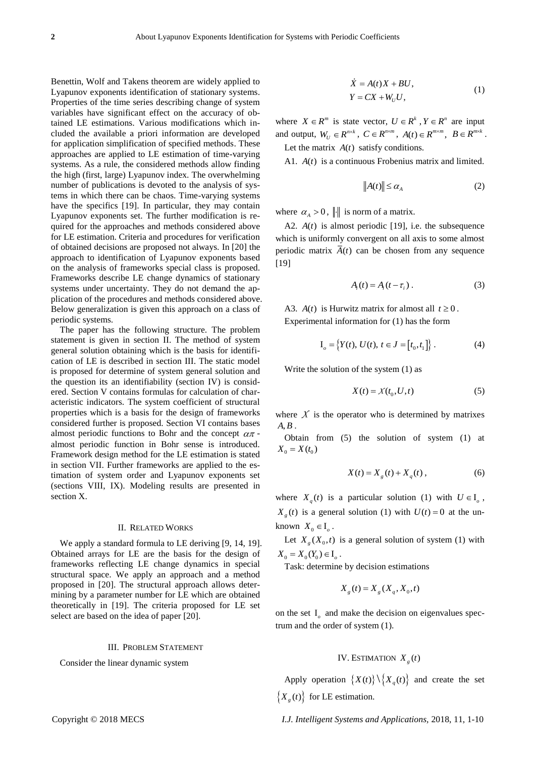Benettin, Wolf and Takens theorem are widely applied to Lyapunov exponents identification of stationary systems. Properties of the time series describing change of system variables have significant effect on the accuracy of obtained LE estimations. Various modifications which included the available a priori information are developed for application simplification of specified methods. These approaches are applied to LE estimation of time-varying systems. As a rule, the considered methods allow finding the high (first, large) Lyapunov index. The overwhelming number of publications is devoted to the analysis of systems in which there can be chaos. Time-varying systems have the specifics [19]. In particular, they may contain Lyapunov exponents set. The further modification is required for the approaches and methods considered above for LE estimation. Criteria and procedures for verification of obtained decisions are proposed not always. In [20] the approach to identification of Lyapunov exponents based on the analysis of frameworks special class is proposed. Frameworks describe LE change dynamics of stationary systems under uncertainty. They do not demand the application of the procedures and methods considered above. Below generalization is given this approach on a class of periodic systems.

The paper has the following structure. The problem statement is given in section II. The method of system general solution obtaining which is the basis for identification of LE is described in section III. The static model is proposed for determine of system general solution and the question its an identifiability (section IV) is considered. Section V contains formulas for calculation of characteristic indicators. The system coefficient of structural properties which is a basis for the design of frameworks considered further is proposed. Section VI contains bases almost periodic functions to Bohr and the concept $\alpha\pi$-almost periodic function in Bohr sense is introduced. Framework design method for the LE estimation is stated in section VII. Further frameworks are applied to the estimation of system order and Lyapunov exponents set (sections VIII, IX). Modeling results are presented in section X.

## II. Related Works

We apply a standard formula to LE deriving [9, 14, 19]. Obtained arrays for LE are the basis for the design of frameworks reflecting LE change dynamics in special structural space. We apply an approach and a method proposed in [20]. The structural approach allows determining by a parameter number for LE which are obtained theoretically in [19]. The criteria proposed for LE set select are based on the idea of paper [20].

## III. Problem Statement

Consider the linear dynamic system

$$\begin{aligned} \dot{X} &= A(t)X + BU, \\ Y &= CX + W_U U, \end{aligned} \tag{1}$$

where $X \in R^m$ is state vector, $U \in R^k$, $Y \in R^n$ are input and output, $W_U \in R^{n\times k}$, $C \in R^{n\times m}$, $A(t) \in R^{m\times m}$, $B \in R^{m\times k}$.

Let the matrix $A(t)$ satisfy conditions.

A1. $A(t)$ is a continuous Frobenius matrix and limited.

$$\|A(t)\| \le \alpha_A \tag{2}$$

where $\alpha_A > 0$, $\|\cdot\|$ is norm of a matrix.

A2. $A(t)$ is almost periodic [19], i.e. the subsequence which is uniformly convergent on all axis to some almost periodic matrix $\bar{A}(t)$ can be chosen from any sequence [19]

$$A_i(t) = A_i(t - \tau_i). \tag{3}$$

A3. $A(t)$ is Hurwitz matrix for almost all $t \ge 0$.

Experimental information for (1) has the form

$$\mathrm{I}_o = \left\{ Y(t),\, U(t),\, t \in J = [t_0, t_1] \right\}. \tag{4}$$

Write the solution of the system (1) as

$$X(t) = \mathcal{X}(t_0, U, t) \tag{5}$$

where $\mathcal{X}$ is the operator who is determined by matrixes $A, B$.

Obtain from (5) the solution of system (1) at $X_0 = X(t_0)$

$$X(t) = X_g(t) + X_q(t), \tag{6}$$

where $X_q(t)$ is a particular solution (1) with $U \in \mathrm{I}_o$, $X_g(t)$ is a general solution (1) with $U(t) = 0$ at the unknown $X_0 \in \mathrm{I}_o$.

Let $X_g(X_0, t)$ is a general solution of system (1) with $X_0 = X_0(Y_0) \in \mathrm{I}_o$.

Task: determine by decision estimations

$$X_g(t) = X_g(X_q, X_0, t)$$

on the set $\mathrm{I}_o$ and make the decision on eigenvalues spectrum and the order of system (1).

## IV. Estimation $X_g(t)$

Apply operation $\{X(t)\} \setminus \{X_q(t)\}$ and create the set $\{X_g(t)\}$ for LE estimation.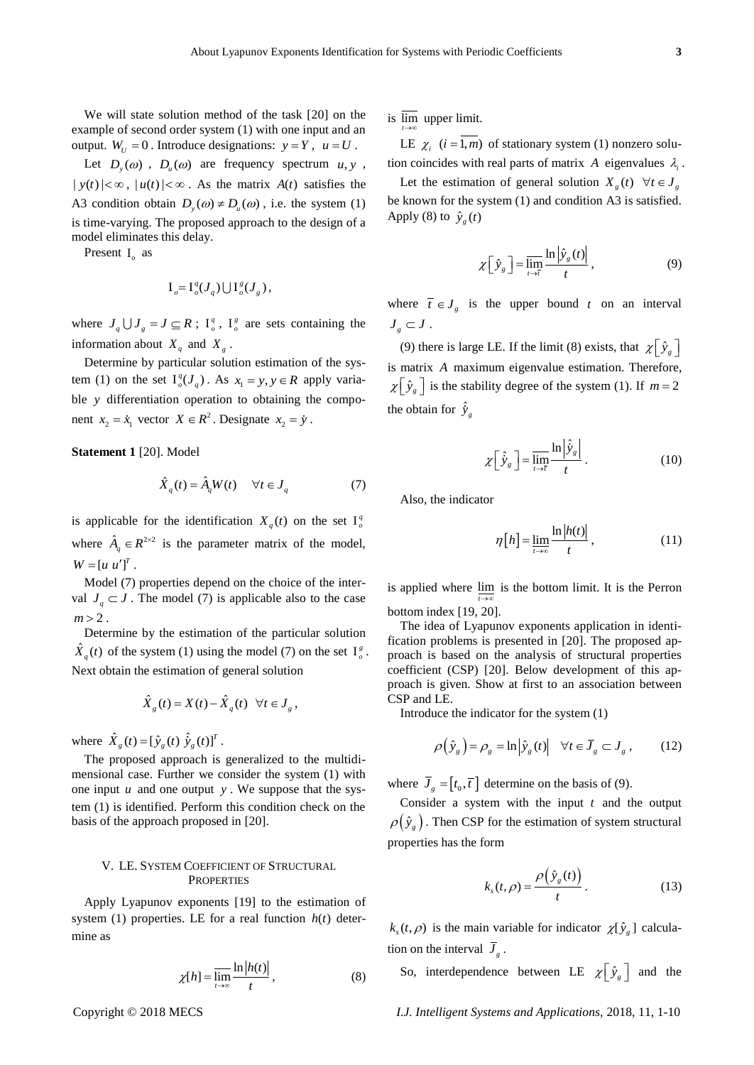We will state solution method of the task [20] on the example of second order system (1) with one input and an output. $W_U = 0$. Introduce designations: $y = Y$, $u = U$.

Let $D_y(\omega)$, $D_u(\omega)$ are frequency spectrum $u, y$, $|y(t)| < \infty$, $|u(t)| < \infty$. As the matrix $A(t)$ satisfies the A3 condition obtain $D_y(\omega) \neq D_u(\omega)$, i.e. the system (1) is time-varying. The proposed approach to the design of a model eliminates this delay.

Present $\mathrm{I}_o$ as

$$\mathrm{I}_o = \mathrm{I}_o^q(J_q) \bigcup \mathrm{I}_o^g(J_g),$$

where $J_q \bigcup J_g = J \subseteq R$; $\mathrm{I}_o^q$, $\mathrm{I}_o^g$ are sets containing the information about $X_q$ and $X_g$.

Determine by particular solution estimation of the system (1) on the set $\mathrm{I}_o^q(J_q)$. As $x_1 = y, y \in R$ apply variable $y$ differentiation operation to obtaining the component $x_2 = \dot{x}_1$ vector $X \in R^2$. Designate $x_2 = \dot{y}$.

**Statement 1** [20]. Model

$$\hat{X}_q(t) = \hat{A}_q W(t) \quad \forall t \in J_q \tag{7}$$

is applicable for the identification $X_q(t)$ on the set $\mathrm{I}_o^q$ where $\hat{A}_q \in R^{2\times 2}$ is the parameter matrix of the model, $W = [u \; u']^T$.

Model (7) properties depend on the choice of the interval $J_q \subset J$. The model (7) is applicable also to the case $m > 2$.

Determine by the estimation of the particular solution $\hat{X}_q(t)$ of the system (1) using the model (7) on the set $\mathrm{I}_o^g$. Next obtain the estimation of general solution

$$\hat{X}_g(t) = X(t) - \hat{X}_q(t) \quad \forall t \in J_g,$$

where $\hat{X}_g(t) = [\hat{y}_g(t) \; \hat{\dot{y}}_g(t)]^T$.

The proposed approach is generalized to the multidimensional case. Further we consider the system (1) with one input $u$ and one output $y$. We suppose that the system (1) is identified. Perform this condition check on the basis of the approach proposed in [20].

## V. LE. System Coefficient of Structural Properties

Apply Lyapunov exponents [19] to the estimation of system (1) properties. LE for a real function $h(t)$ determine as

$$\chi[h] = \overline{\lim_{t\to\infty}} \frac{\ln|h(t)|}{t}, \tag{8}$$

is $\overline{\lim\limits_{t\to\infty}}$ upper limit.

LE $\chi_i$ $(i = \overline{1,m})$ of stationary system (1) nonzero solution coincides with real parts of matrix $A$ eigenvalues $\lambda_i$.

Let the estimation of general solution $X_g(t)$ $\forall t \in J_g$ be known for the system (1) and condition A3 is satisfied. Apply (8) to $\hat{y}_g(t)$

$$\chi\left[\hat{y}_g\right] = \overline{\lim_{t\to\bar{t}}} \frac{\ln\left|\hat{y}_g(t)\right|}{t}, \tag{9}$$

where $\bar{t} \in J_g$ is the upper bound $t$ on an interval $J_g \subset J$.

(9) there is large LE. If the limit (8) exists, that $\chi\left[\hat{y}_g\right]$ is matrix $A$ maximum eigenvalue estimation. Therefore, $\chi\left[\hat{y}_g\right]$ is the stability degree of the system (1). If $m = 2$ the obtain for $\hat{\dot{y}}_g$

$$\chi\left[\hat{\dot{y}}_g\right] = \overline{\lim_{t\to\bar{t}}} \frac{\ln\left|\hat{\dot{y}}_g\right|}{t}. \tag{10}$$

Also, the indicator

$$\eta\left[h\right] = \underline{\lim_{t\to\infty}} \frac{\ln|h(t)|}{t}, \tag{11}$$

is applied where $\underline{\lim\limits_{t\to\infty}}$ is the bottom limit. It is the Perron bottom index [19, 20].

The idea of Lyapunov exponents application in identification problems is presented in [20]. The proposed approach is based on the analysis of structural properties coefficient (CSP) [20]. Below development of this approach is given. Show at first to an association between CSP and LE.

Introduce the indicator for the system (1)

$$\rho\left(\hat{y}_g\right) = \rho_g = \ln\left|\hat{y}_g(t)\right| \quad \forall t \in \bar{J}_g \subset J_g, \tag{12}$$

where $\bar{J}_g = \left[t_0, \bar{t}\right]$ determine on the basis of (9).

Consider a system with the input $t$ and the output $\rho\left(\hat{y}_g\right)$. Then CSP for the estimation of system structural properties has the form

$$k_s(t,\rho) = \frac{\rho\left(\hat{y}_g(t)\right)}{t}. \tag{13}$$

$k_s(t,\rho)$ is the main variable for indicator $\chi[\hat{y}_g]$ calculation on the interval $\bar{J}_g$.

So, interdependence between LE $\chi\left[\hat{y}_g\right]$ and the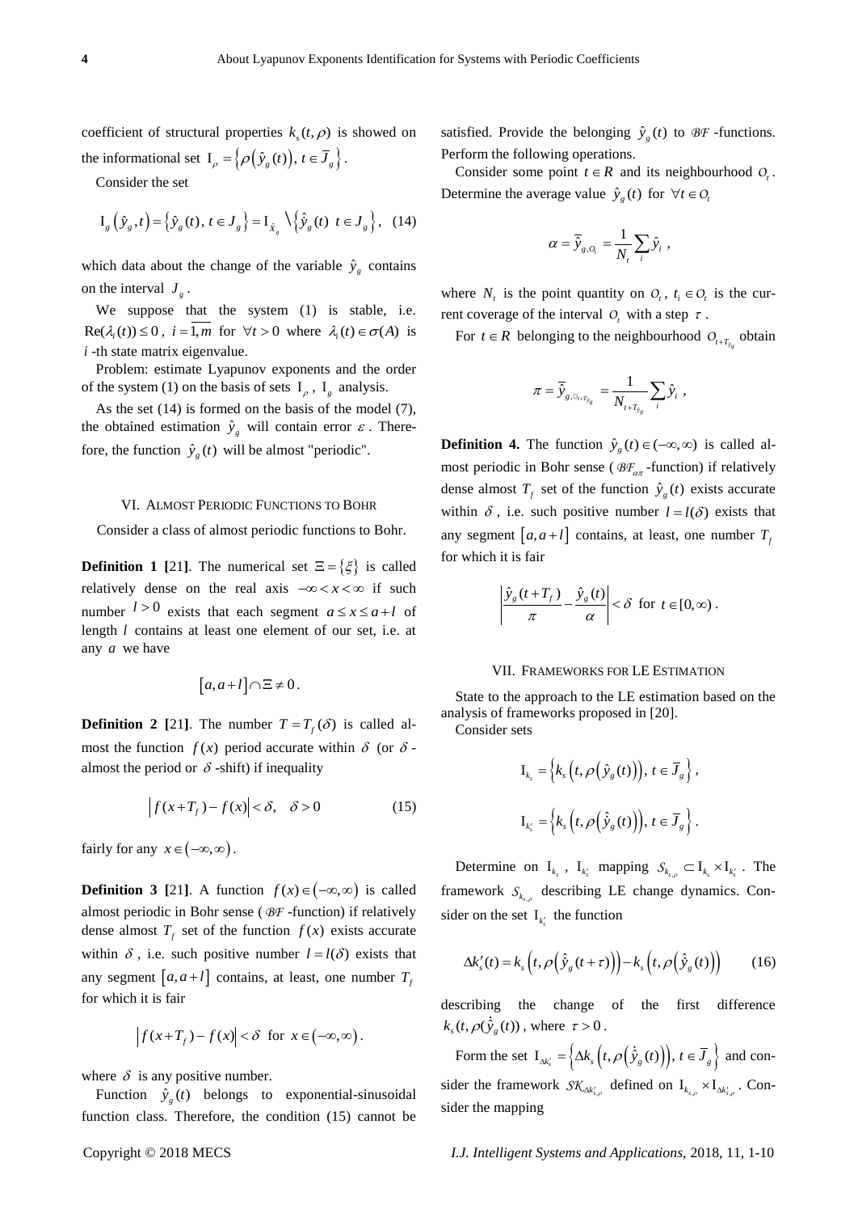coefficient of structural properties $k_s(t,\rho)$ is showed on the informational set $\mathrm{I}_\rho = \left\{\rho\left(\hat{y}_g(t)\right),\ t \in \bar{J}_g\right\}$.

Consider the set

$$\mathrm{I}_g\left(\hat{y}_g, t\right) = \left\{\hat{y}_g(t),\ t \in J_g\right\} = \mathrm{I}_{\hat{x}_g} \setminus \left\{\hat{y}_g(t)\ \ t \in J_g\right\}, \quad (14)$$

which data about the change of the variable $\hat{y}_g$ contains on the interval $J_g$.

We suppose that the system (1) is stable, i.e. $\mathrm{Re}(\lambda_i(t)) \leq 0$, $i = \overline{1,m}$ for $\forall t > 0$ where $\lambda_i(t) \in \sigma(A)$ is $i$ -th state matrix eigenvalue.

Problem: estimate Lyapunov exponents and the order of the system (1) on the basis of sets $\mathrm{I}_\rho$, $\mathrm{I}_g$ analysis.

As the set (14) is formed on the basis of the model (7), the obtained estimation $\hat{y}_g$ will contain error $\varepsilon$. Therefore, the function $\hat{y}_g(t)$ will be almost "periodic".

## VI. Almost Periodic Functions to Bohr

Consider a class of almost periodic functions to Bohr.

**Definition 1 [**21**].** The numerical set $\Xi = \{\xi\}$ is called relatively dense on the real axis $-\infty < x < \infty$ if such number $l > 0$ exists that each segment $a \leq x \leq a + l$ of length $l$ contains at least one element of our set, i.e. at any $a$ we have

$$[a, a+l] \cap \Xi \neq 0.$$

**Definition 2 [**21**].** The number $T = T_f(\delta)$ is called almost the function $f(x)$ period accurate within $\delta$ (or $\delta$ - almost the period or $\delta$ -shift) if inequality

$$\left| f(x+T_f) - f(x) \right| < \delta, \quad \delta > 0 \quad (15)$$

fairly for any $x \in (-\infty, \infty)$.

**Definition 3 [**21**].** A function $f(x) \in (-\infty, \infty)$ is called almost periodic in Bohr sense ( $\mathcal{BF}$ -function) if relatively dense almost $T_f$ set of the function $f(x)$ exists accurate within $\delta$, i.e. such positive number $l = l(\delta)$ exists that any segment $[a, a+l]$ contains, at least, one number $T_f$ for which it is fair

$$\left| f(x+T_f) - f(x) \right| < \delta \ \text{ for } x \in (-\infty, \infty).$$

where $\delta$ is any positive number.

Function $\hat{y}_g(t)$ belongs to exponential-sinusoidal function class. Therefore, the condition (15) cannot be satisfied. Provide the belonging $\hat{y}_g(t)$ to $\mathcal{BF}$ -functions. Perform the following operations.

Consider some point $t \in R$ and its neighbourhood $O_t$. Determine the average value $\hat{y}_g(t)$ for $\forall t \in O_t$

$$\alpha = \bar{\hat{y}}_{g,O_t} = \frac{1}{N_t} \sum_i \hat{y}_i\ ,$$

where $N_t$ is the point quantity on $O_t$, $t_i \in O_t$ is the current coverage of the interval $O_t$ with a step $\tau$.

For $t \in R$ belonging to the neighbourhood $O_{t+T_{\hat{y}_g}}$ obtain

$$\pi = \bar{\hat{y}}_{g,O_{t+T_{\hat{y}_g}}} = \frac{1}{N_{t+T_{\hat{y}_g}}} \sum_i \hat{y}_i\ ,$$

**Definition 4.** The function $\hat{y}_g(t) \in (-\infty, \infty)$ is called almost periodic in Bohr sense ( $\mathcal{BF}_{\alpha\pi}$ -function) if relatively dense almost $T_f$ set of the function $\hat{y}_g(t)$ exists accurate within $\delta$, i.e. such positive number $l = l(\delta)$ exists that any segment $[a, a+l]$ contains, at least, one number $T_f$ for which it is fair

$$\left| \frac{\hat{y}_g(t+T_f)}{\pi} - \frac{\hat{y}_g(t)}{\alpha} \right| < \delta \ \text{ for } t \in [0, \infty).$$

## VII. Frameworks for LE Estimation

State to the approach to the LE estimation based on the analysis of frameworks proposed in [20].

Consider sets

$$\mathrm{I}_{k_s} = \left\{k_s\left(t, \rho\left(\hat{y}_g(t)\right)\right),\ t \in \bar{J}_g\right\},$$

$$\mathrm{I}_{k'_s} = \left\{k_s\left(t, \rho\left(\dot{\hat{y}}_g(t)\right)\right),\ t \in \bar{J}_g\right\}.$$

Determine on $\mathrm{I}_{k_s}$, $\mathrm{I}_{k'_s}$ mapping $\mathcal{S}_{k_{s,\rho}} \subset \mathrm{I}_{k_s} \times \mathrm{I}_{k'_s}$. The framework $\mathcal{S}_{k_{s,\rho}}$ describing LE change dynamics. Consider on the set $\mathrm{I}_{k'_s}$ the function

$$\Delta k'_s(t) = k_s\left(t, \rho\left(\hat{y}_g(t+\tau)\right)\right) - k_s\left(t, \rho\left(\hat{y}_g(t)\right)\right) \quad (16)$$

describing the change of the first difference $k_s(t, \rho(\dot{\hat{y}}_g(t))$, where $\tau > 0$.

Form the set $\mathrm{I}_{\Delta k'_s} = \left\{\Delta k_s\left(t, \rho\left(\dot{\hat{y}}_g(t)\right)\right),\ t \in \bar{J}_g\right\}$ and consider the framework $\mathcal{SK}_{\Delta k'_{s,\rho}}$ defined on $\mathrm{I}_{k_{s,\rho}} \times \mathrm{I}_{\Delta k'_{s,\rho}}$. Consider the mapping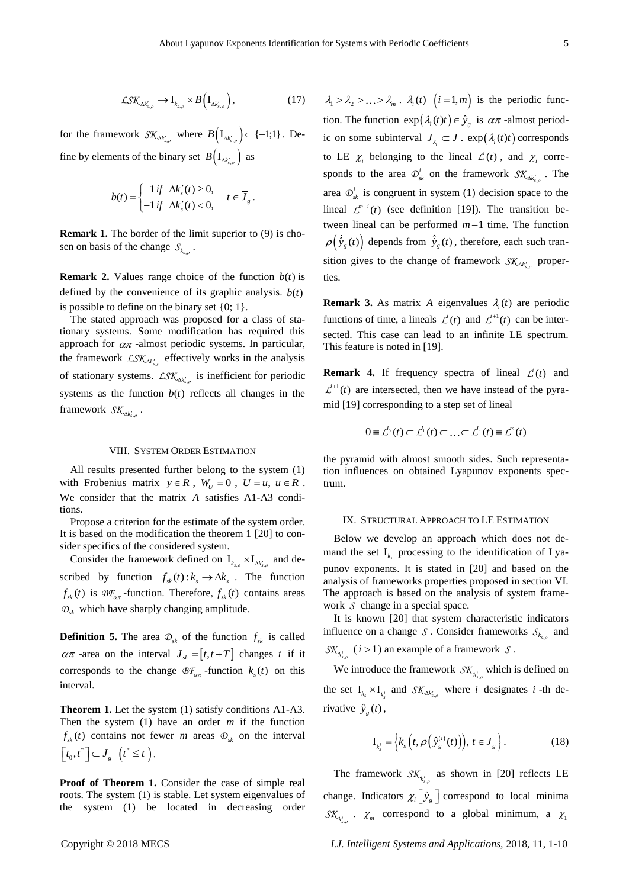$$\mathcal{LSK}_{\Delta k'_{s,\rho}} \rightarrow \mathrm{I}_{k_{s,\rho}} \times B\left(\mathrm{I}_{\Delta k'_{s,\rho}}\right), \tag{17}$$

for the framework $\mathcal{SK}_{\Delta k'_{s,\rho}}$ where $B\left(\mathrm{I}_{\Delta k'_{s,\rho}}\right) \subset \{-1;1\}$. Define by elements of the binary set $B\left(\mathrm{I}_{\Delta k'_{s,\rho}}\right)$ as

$$b(t) = \begin{cases} 1 \; if \;\; \Delta k'_s(t) \geq 0, \\ -1 \; if \;\; \Delta k'_s(t) < 0, \end{cases} \quad t \in \overline{J}_g .$$

**Remark 1.** The border of the limit superior to (9) is chosen on basis of the change $\mathcal{S}_{k_{s,\rho}}$.

**Remark 2.** Values range choice of the function $b(t)$ is defined by the convenience of its graphic analysis. $b(t)$ is possible to define on the binary set {0; 1}.

The stated approach was proposed for a class of stationary systems. Some modification has required this approach for $\alpha\pi$ -almost periodic systems. In particular, the framework $\mathcal{LSK}_{\Delta k'_{s,\rho}}$ effectively works in the analysis of stationary systems. $\mathcal{LSK}_{\Delta k'_{s,\rho}}$ is inefficient for periodic systems as the function $b(t)$ reflects all changes in the framework $\mathcal{SK}_{\Delta k'_{s,\rho}}$.

## VIII. System Order Estimation

All results presented further belong to the system (1) with Frobenius matrix $y \in R$, $W_U = 0$, $U = u$, $u \in R$. We consider that the matrix $A$ satisfies A1-A3 conditions.

Propose a criterion for the estimate of the system order. It is based on the modification the theorem 1 [20] to consider specifics of the considered system.

Consider the framework defined on $\mathrm{I}_{k_{s,\rho}} \times \mathrm{I}_{\Delta k'_{s,\rho}}$ and described by function $f_{sk}(t): k_s \rightarrow \Delta k_s$. The function $f_{sk}(t)$ is $\mathcal{BF}_{\alpha\pi}$-function. Therefore, $f_{sk}(t)$ contains areas $\mathcal{D}_{sk}$ which have sharply changing amplitude.

**Definition 5.** The area $\mathcal{D}_{sk}$ of the function $f_{sk}$ is called $\alpha\pi$ -area on the interval $J_{sk} = [t, t+T]$ changes $t$ if it corresponds to the change $\mathcal{BF}_{\alpha\pi}$-function $k_s(t)$ on this interval.

**Theorem 1.** Let the system (1) satisfy conditions A1-A3. Then the system (1) have an order $m$ if the function $f_{sk}(t)$ contains not fewer $m$ areas $\mathcal{D}_{sk}$ on the interval $\left[t_0, t^*\right] \subset \overline{J}_g \;\; \left(t^* \leq \overline{t}\right)$.

**Proof of Theorem 1.** Consider the case of simple real roots. The system (1) is stable. Let system eigenvalues of the system (1) be located in decreasing order $\lambda_1 > \lambda_2 > \ldots > \lambda_m$. $\lambda_i(t) \;\; \left(i = \overline{1,m}\right)$ is the periodic function. The function $\exp\left(\lambda_i(t)t\right) \in \hat{y}_g$ is $\alpha\pi$ -almost periodic on some subinterval $J_{\lambda_i} \subset J$. $\exp\left(\lambda_i(t)t\right)$ corresponds to LE $\chi_i$ belonging to the lineal $\mathcal{L}^i(t)$, and $\chi_i$ corresponds to the area $\mathcal{D}^i_{sk}$ on the framework $\mathcal{SK}_{\Delta k'_{s,\rho}}$. The area $\mathcal{D}^i_{sk}$ is congruent in system (1) decision space to the lineal $\mathcal{L}^{m-i}(t)$ (see definition [19]). The transition between lineal can be performed $m-1$ time. The function $\rho\left(\dot{\hat{y}}_g(t)\right)$ depends from $\hat{y}_g(t)$, therefore, each such transition gives to the change of framework $\mathcal{SK}_{\Delta k'_{s,\rho}}$ properties.

**Remark 3.** As matrix $A$ eigenvalues $\lambda_i(t)$ are periodic functions of time, a lineals $\mathcal{L}^i(t)$ and $\mathcal{L}^{i+1}(t)$ can be intersected. This case can lead to an infinite LE spectrum. This feature is noted in [19].

**Remark 4.** If frequency spectra of lineal $\mathcal{L}^i(t)$ and $\mathcal{L}^{i+1}(t)$ are intersected, then we have instead of the pyramid [19] corresponding to a step set of lineal

$$0 \equiv \mathcal{L}^{l_0}(t) \subset \mathcal{L}^{l_1}(t) \subset \ldots \subset \mathcal{L}^{l_n}(t) \equiv \mathcal{L}^m(t)$$

the pyramid with almost smooth sides. Such representation influences on obtained Lyapunov exponents spectrum.

## IX. Structural Approach to LE Estimation

Below we develop an approach which does not demand the set $\mathrm{I}_{k_s}$ processing to the identification of Lyapunov exponents. It is stated in [20] and based on the analysis of frameworks properties proposed in section VI. The approach is based on the analysis of system framework $\mathcal{S}$ change in a special space.

It is known [20] that system characteristic indicators influence on a change $\mathcal{S}$. Consider frameworks $\mathcal{S}_{k_{s,\rho}}$ and $\mathcal{SK}_{k^i_{s,\rho}}$ $(i > 1)$ an example of a framework $\mathcal{S}$.

We introduce the framework $\mathcal{SK}_{k^i_{s,\rho}}$ which is defined on the set $\mathrm{I}_{k_s} \times \mathrm{I}_{k^i_s}$ and $\mathcal{SK}_{\Delta k'_{s,\rho}}$ where $i$ designates $i$ -th derivative $\hat{y}_g(t)$,

$$\mathrm{I}_{k^i_s} = \left\{ k_s\left(t, \rho\left(\hat{y}^{(i)}_g(t)\right)\right), \; t \in \overline{J}_g \right\}. \tag{18}$$

The framework $\mathcal{SK}_{k^i_{s,\rho}}$ as shown in [20] reflects LE change. Indicators $\chi_i\left[\hat{y}_g\right]$ correspond to local minima $\mathcal{SK}_{k^i_{s,\rho}}$. $\chi_m$ correspond to a global minimum, a $\chi_1$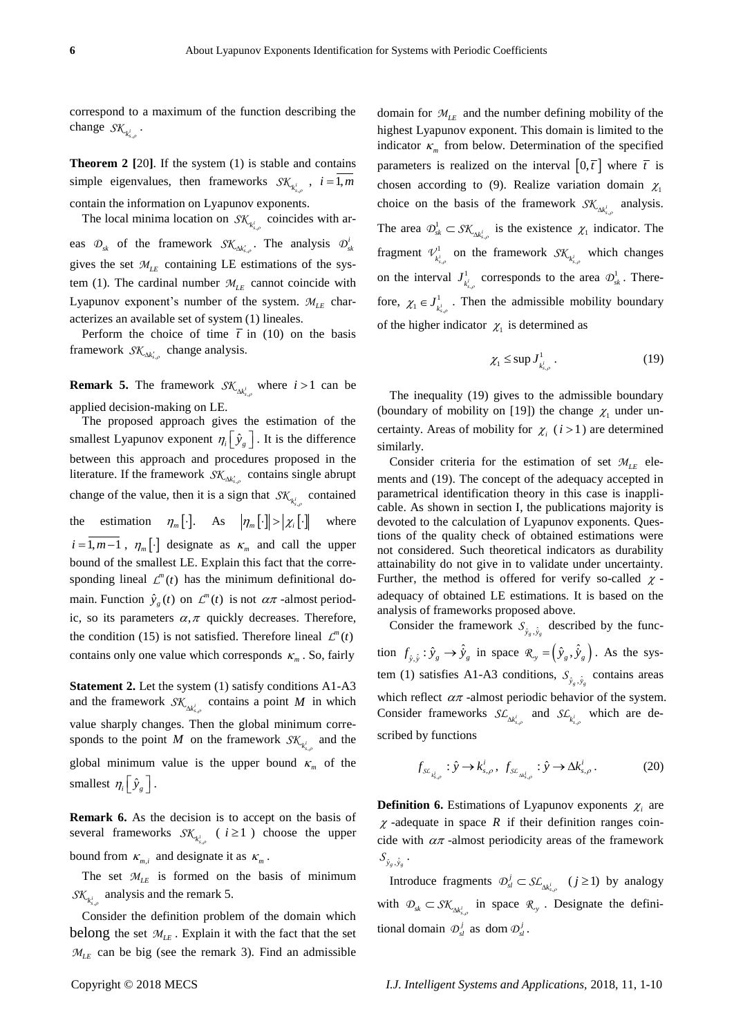correspond to a maximum of the function describing the change $\mathcal{SK}_{k^i_{s,\rho}}$.

**Theorem 2 [**20**]**. If the system (1) is stable and contains simple eigenvalues, then frameworks $\mathcal{SK}_{k^i_{s,\rho}}$, $i=\overline{1,m}$ contain the information on Lyapunov exponents.

The local minima location on $\mathcal{SK}_{k^i_{s,\rho}}$ coincides with areas $\mathcal{D}_{sk}$ of the framework $\mathcal{SK}_{\Delta k^i_{s,\rho}}$. The analysis $\mathcal{D}^i_{sk}$ gives the set $\mathcal{M}_{LE}$ containing LE estimations of the system (1). The cardinal number $\mathcal{M}_{LE}$ cannot coincide with Lyapunov exponent's number of the system. $\mathcal{M}_{LE}$ characterizes an available set of system (1) lineales.

Perform the choice of time $\bar{t}$ in (10) on the basis framework $\mathcal{SK}_{\Delta k^i_{s,\rho}}$ change analysis.

**Remark 5.** The framework $\mathcal{SK}_{\Delta k^i_{s,\rho}}$ where $i>1$ can be applied decision-making on LE.

The proposed approach gives the estimation of the smallest Lyapunov exponent $\eta_i\left[\hat{y}_g\right]$. It is the difference between this approach and procedures proposed in the literature. If the framework $\mathcal{SK}_{\Delta k^i_{s,\rho}}$ contains single abrupt change of the value, then it is a sign that $\mathcal{SK}_{k^i_{s,\rho}}$ contained the estimation $\eta_m[\cdot]$. As $\left|\eta_m[\cdot]\right|>\left|\chi_i[\cdot]\right|$ where $i=\overline{1,m-1}$, $\eta_m[\cdot]$ designate as $\kappa_m$ and call the upper bound of the smallest LE. Explain this fact that the corresponding lineal $\mathcal{L}^m(t)$ has the minimum definitional domain. Function $\hat{y}_g(t)$ on $\mathcal{L}^m(t)$ is not $\alpha\pi$ -almost periodic, so its parameters $\alpha,\pi$ quickly decreases. Therefore, the condition (15) is not satisfied. Therefore lineal $\mathcal{L}^m(t)$ contains only one value which corresponds $\kappa_m$. So, fairly

**Statement 2.** Let the system (1) satisfy conditions A1-A3 and the framework $\mathcal{SK}_{\Delta k^i_{s,\rho}}$ contains a point $M$ in which value sharply changes. Then the global minimum corresponds to the point $M$ on the framework $\mathcal{SK}_{k^i_{s,\rho}}$ and the global minimum value is the upper bound $\kappa_m$ of the smallest $\eta_i\left[\hat{y}_g\right]$.

**Remark 6.** As the decision is to accept on the basis of several frameworks $\mathcal{SK}_{k^i_{s,\rho}}$ ($i\geq 1$) choose the upper bound from $\kappa_{m,i}$ and designate it as $\kappa_m$.

The set $\mathcal{M}_{LE}$ is formed on the basis of minimum $\mathcal{SK}_{k^i_{s,\rho}}$ analysis and the remark 5.

Consider the definition problem of the domain which belong the set $\mathcal{M}_{LE}$. Explain it with the fact that the set $\mathcal{M}_{LE}$ can be big (see the remark 3). Find an admissible domain for $\mathcal{M}_{LE}$ and the number defining mobility of the highest Lyapunov exponent. This domain is limited to the indicator $\kappa_m$ from below. Determination of the specified parameters is realized on the interval $\left[0,\bar{t}\right]$ where $\bar{t}$ is chosen according to (9). Realize variation domain $\chi_1$ choice on the basis of the framework $\mathcal{SK}_{\Delta k^i_{s,\rho}}$ analysis. The area $\mathcal{D}^1_{sk}\subset\mathcal{SK}_{\Delta k^i_{s,\rho}}$ is the existence $\chi_1$ indicator. The fragment $\mathcal{V}^1_{k^i_{s,\rho}}$ on the framework $\mathcal{SK}_{k^i_{s,\rho}}$ which changes on the interval $J^1_{k^i_{s,\rho}}$ corresponds to the area $\mathcal{D}^1_{sk}$. Therefore, $\chi_1\in J^1_{k^i_{s,\rho}}$. Then the admissible mobility boundary of the higher indicator $\chi_1$ is determined as

$$\chi_1\leq \sup J^1_{k^i_{s,\rho}}. \tag{19}$$

The inequality (19) gives to the admissible boundary (boundary of mobility on [19]) the change $\chi_1$ under uncertainty. Areas of mobility for $\chi_i$ ($i>1$) are determined similarly.

Consider criteria for the estimation of set $\mathcal{M}_{LE}$ elements and (19). The concept of the adequacy accepted in parametrical identification theory in this case is inapplicable. As shown in section I, the publications majority is devoted to the calculation of Lyapunov exponents. Questions of the quality check of obtained estimations were not considered. Such theoretical indicators as durability attainability do not give in to validate under uncertainty. Further, the method is offered for verify so-called $\chi$ -adequacy of obtained LE estimations. It is based on the analysis of frameworks proposed above.

Consider the framework $\mathcal{S}_{\hat{y}_g,\hat{y}_g}$ described by the function $f_{\hat{y},\hat{y}}:\hat{y}_g\rightarrow\hat{y}_g$ in space $\mathcal{R}_y=\left(\hat{y}_g,\hat{y}_g\right)$. As the system (1) satisfies A1-A3 conditions, $\mathcal{S}_{\hat{y}_g,\hat{y}_g}$ contains areas which reflect $\alpha\pi$ -almost periodic behavior of the system. Consider frameworks $\mathcal{SL}_{\Delta k^i_{s,\rho}}$ and $\mathcal{SL}_{k^i_{s,\rho}}$ which are described by functions

$$f_{\mathcal{SL}_{k^i_{s,\rho}}}:\hat{y}\rightarrow k^i_{s,\rho},\ f_{\mathcal{SL}_{\Delta k^i_{s,\rho}}}:\hat{y}\rightarrow\Delta k^i_{s,\rho}. \tag{20}$$

**Definition 6.** Estimations of Lyapunov exponents $\chi_i$ are $\chi$ -adequate in space $R$ if their definition ranges coincide with $\alpha\pi$ -almost periodicity areas of the framework $\mathcal{S}_{\hat{y}_g,\hat{y}_g}$.

Introduce fragments $\mathcal{D}^j_{sl}\subset\mathcal{SL}_{\Delta k^i_{s,\rho}}$ ($j\geq 1$) by analogy with $\mathcal{D}_{sk}\subset\mathcal{SK}_{\Delta k^i_{s,\rho}}$ in space $\mathcal{R}_y$. Designate the definitional domain $\mathcal{D}^j_{sl}$ as $\operatorname{dom}\mathcal{D}^j_{sl}$.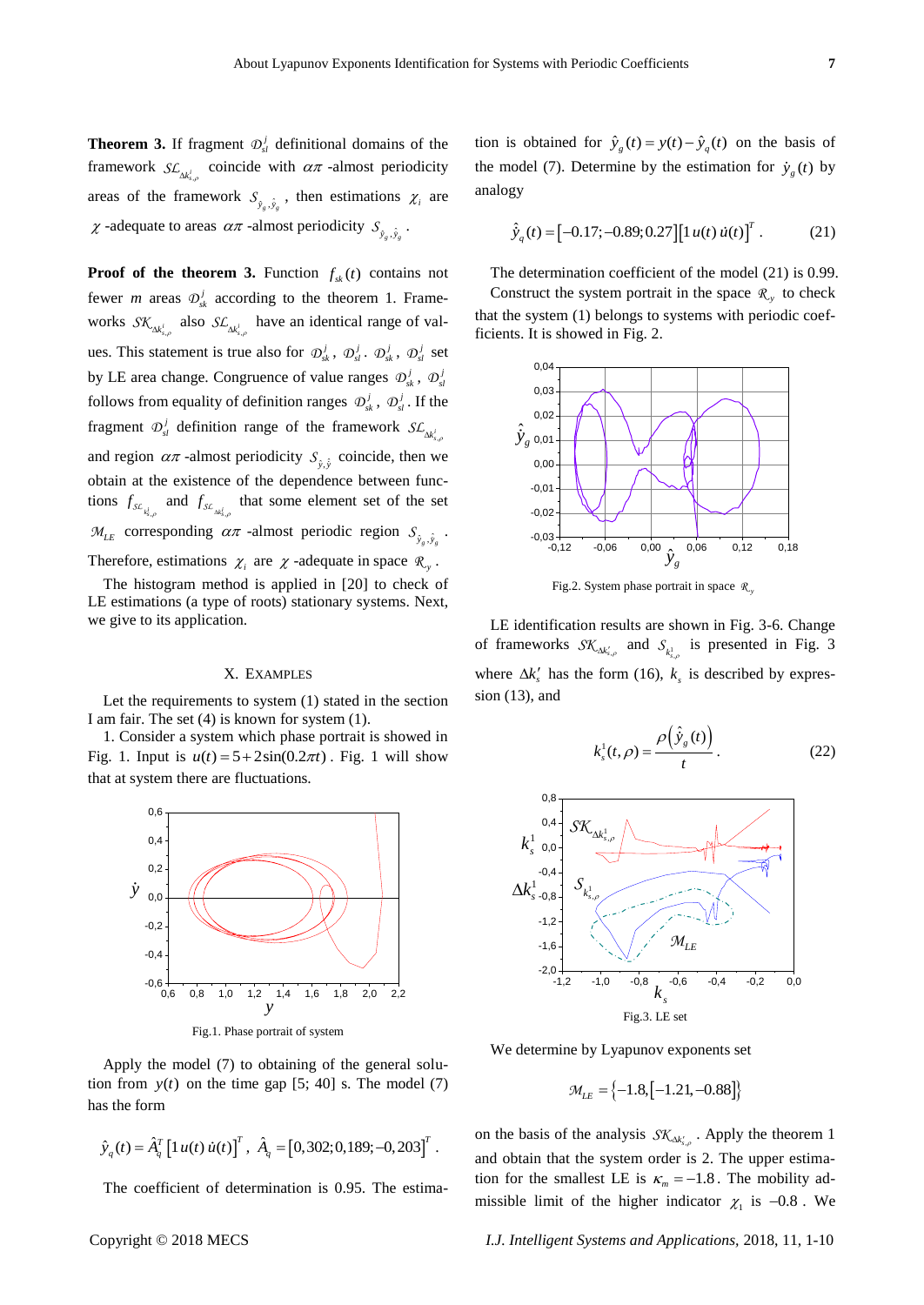**Theorem 3.** If fragment $\mathcal{D}_{sl}^{j}$ definitional domains of the framework $\mathcal{SL}_{\Delta k_{s,\rho}^{i}}$ coincide with $\alpha\pi$ -almost periodicity areas of the framework $S_{\hat{y}_g,\hat{\dot{y}}_g}$, then estimations $\chi_i$ are $\chi$ -adequate to areas $\alpha\pi$ -almost periodicity $S_{\hat{y}_g,\hat{\dot{y}}_g}$.

**Proof of the theorem 3.** Function $f_{sk}(t)$ contains not fewer $m$ areas $\mathcal{D}_{sk}^{j}$ according to the theorem 1. Frameworks $\mathcal{SK}_{\Delta k_{s,\rho}^{i}}$ also $\mathcal{SL}_{\Delta k_{s,\rho}^{i}}$ have an identical range of values. This statement is true also for $\mathcal{D}_{sk}^{j}$, $\mathcal{D}_{sl}^{j}$. $\mathcal{D}_{sk}^{j}$, $\mathcal{D}_{sl}^{j}$ set by LE area change. Congruence of value ranges $\mathcal{D}_{sk}^{j}$, $\mathcal{D}_{sl}^{j}$ follows from equality of definition ranges $\mathcal{D}_{sk}^{j}$, $\mathcal{D}_{sl}^{j}$. If the fragment $\mathcal{D}_{sl}^{j}$ definition range of the framework $\mathcal{SL}_{\Delta k_{s,\rho}^{i}}$ and region $\alpha\pi$ -almost periodicity $S_{\hat{y},\hat{\dot{y}}}$ coincide, then we obtain at the existence of the dependence between functions $f_{SC_{k_{s,\rho}^{i}}}$ and $f_{SL_{\Delta k_{s,\rho}^{i}}}$ that some element set of the set $\mathcal{M}_{LE}$ corresponding $\alpha\pi$ -almost periodic region $S_{\hat{y}_g,\hat{\dot{y}}_g}$. Therefore, estimations $\chi_i$ are $\chi$ -adequate in space $\mathcal{R}_y$.

The histogram method is applied in [20] to check of LE estimations (a type of roots) stationary systems. Next, we give to its application.

## X. Examples

Let the requirements to system (1) stated in the section I am fair. The set (4) is known for system (1).

1. Consider a system which phase portrait is showed in Fig. 1. Input is $u(t)=5+2\sin(0.2\pi t)$. Fig. 1 will show that at system there are fluctuations.

Fig.1. Phase portrait of system

Apply the model (7) to obtaining of the general solution from $y(t)$ on the time gap [5; 40] s. The model (7) has the form

$$\hat{y}_q(t)=\hat{A}_q^T\left[1\,u(t)\,\dot{u}(t)\right]^T,\ \hat{A}_q=\left[0{,}302;0{,}189;-0{,}203\right]^T.$$

The coefficient of determination is 0.95. The estimation is obtained for $\hat{y}_g(t)=y(t)-\hat{y}_q(t)$ on the basis of the model (7). Determine by the estimation for $\dot{y}_g(t)$ by analogy

$$\hat{\dot{y}}_q(t)=\left[-0.17;-0.89;0.27\right]\left[1\,u(t)\,\dot{u}(t)\right]^T. \tag{21}$$

The determination coefficient of the model (21) is 0.99.

Construct the system portrait in the space $\mathcal{R}_y$ to check that the system (1) belongs to systems with periodic coefficients. It is showed in Fig. 2.

Fig.2. System phase portrait in space $\mathcal{R}_y$

LE identification results are shown in Fig. 3-6. Change of frameworks $\mathcal{SK}_{\Delta k_{s,\rho}'}$ and $S_{k_{s,\rho}^{1}}$ is presented in Fig. 3 where $\Delta k_s'$ has the form (16), $k_s$ is described by expression (13), and

$$k_s^1(t,\rho)=\frac{\rho\left(\hat{y}_g(t)\right)}{t}. \tag{22}$$

Fig.3. LE set

We determine by Lyapunov exponents set

$$\mathcal{M}_{LE}=\left\{-1.8,\left[-1.21,-0.88\right]\right\}$$

on the basis of the analysis $\mathcal{SK}_{\Delta k_{s,\rho}'}$. Apply the theorem 1 and obtain that the system order is 2. The upper estimation for the smallest LE is $\kappa_m=-1.8$. The mobility admissible limit of the higher indicator $\chi_1$ is $-0.8$. We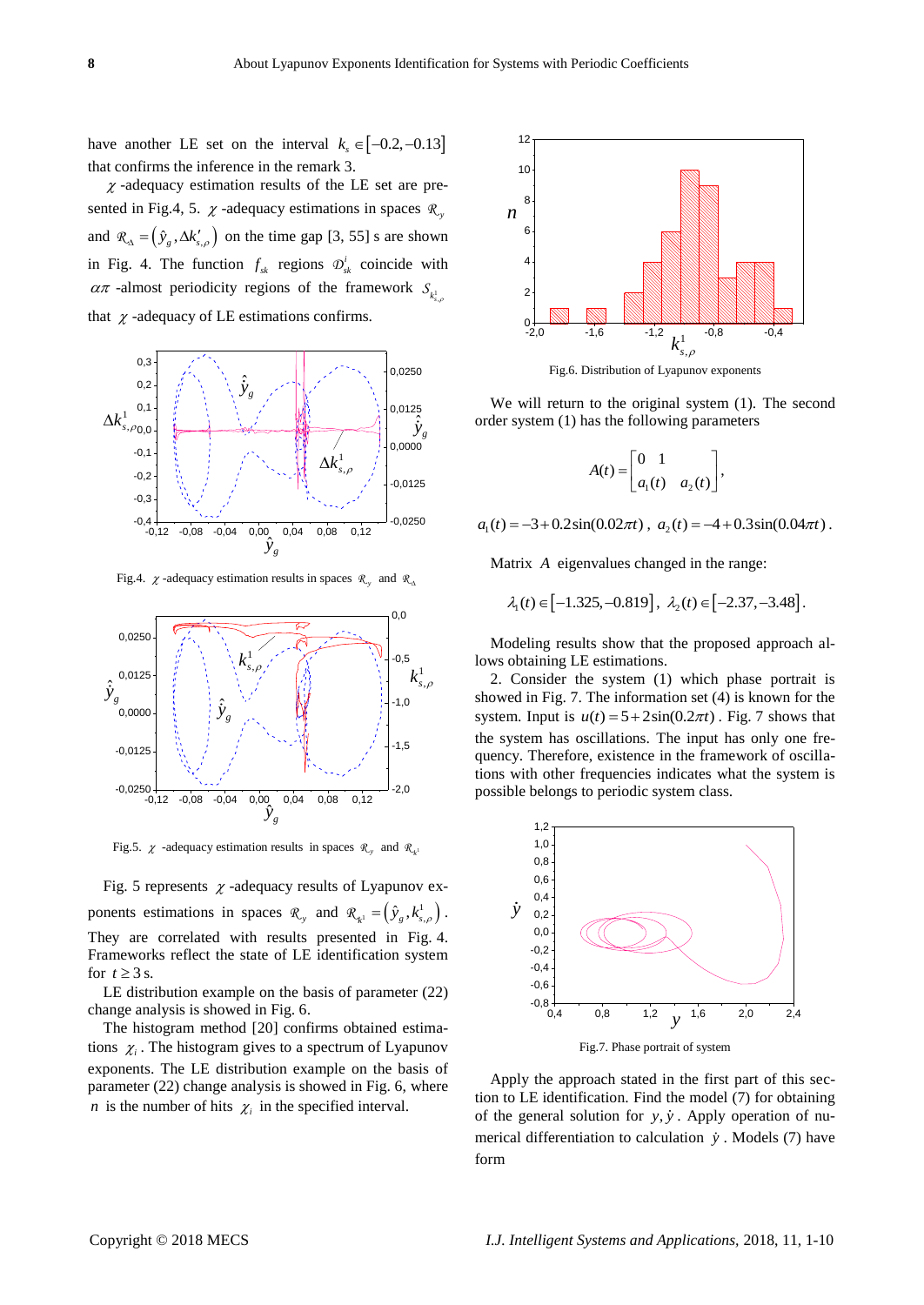have another LE set on the interval $k_s \in [-0.2, -0.13]$ that confirms the inference in the remark 3.

$\chi$ -adequacy estimation results of the LE set are presented in Fig.4, 5. $\chi$ -adequacy estimations in spaces $\mathcal{R}_y$ and $\mathcal{R}_\Delta = (\hat{y}_g, \Delta k'_{s,\rho})$ on the time gap [3, 55] s are shown in Fig. 4. The function $f_{sk}$ regions $\mathcal{D}^i_{sk}$ coincide with $\alpha\pi$ -almost periodicity regions of the framework $S_{k^1_{s,\rho}}$ that $\chi$ -adequacy of LE estimations confirms.

Fig.4. $\chi$ -adequacy estimation results in spaces $\mathcal{R}_y$ and $\mathcal{R}_\Delta$

Fig.5. $\chi$ -adequacy estimation results in spaces $\mathcal{R}_y$ and $\mathcal{R}_{k^1}$

Fig. 5 represents $\chi$ -adequacy results of Lyapunov exponents estimations in spaces $\mathcal{R}_y$ and $\mathcal{R}_{k^1} = (\hat{y}_g, k^1_{s,\rho})$. They are correlated with results presented in Fig. 4. Frameworks reflect the state of LE identification system for $t \geq 3$ s.

LE distribution example on the basis of parameter (22) change analysis is showed in Fig. 6.

The histogram method [20] confirms obtained estimations $\chi_i$. The histogram gives to a spectrum of Lyapunov exponents. The LE distribution example on the basis of parameter (22) change analysis is showed in Fig. 6, where $n$ is the number of hits $\chi_i$ in the specified interval.

Fig.6. Distribution of Lyapunov exponents

We will return to the original system (1). The second order system (1) has the following parameters

$$A(t) = \begin{bmatrix} 0 & 1 \\ a_1(t) & a_2(t) \end{bmatrix},$$

$$a_1(t) = -3 + 0.2\sin(0.02\pi t),\ a_2(t) = -4 + 0.3\sin(0.04\pi t).$$

Matrix $A$ eigenvalues changed in the range:

$$\lambda_1(t) \in [-1.325, -0.819],\ \lambda_2(t) \in [-2.37, -3.48].$$

Modeling results show that the proposed approach allows obtaining LE estimations.

2. Consider the system (1) which phase portrait is showed in Fig. 7. The information set (4) is known for the system. Input is $u(t) = 5 + 2\sin(0.2\pi t)$. Fig. 7 shows that the system has oscillations. The input has only one frequency. Therefore, existence in the framework of oscillations with other frequencies indicates what the system is possible belongs to periodic system class.

Fig.7. Phase portrait of system

Apply the approach stated in the first part of this section to LE identification. Find the model (7) for obtaining of the general solution for $y, \dot{y}$. Apply operation of numerical differentiation to calculation $\dot{y}$. Models (7) have form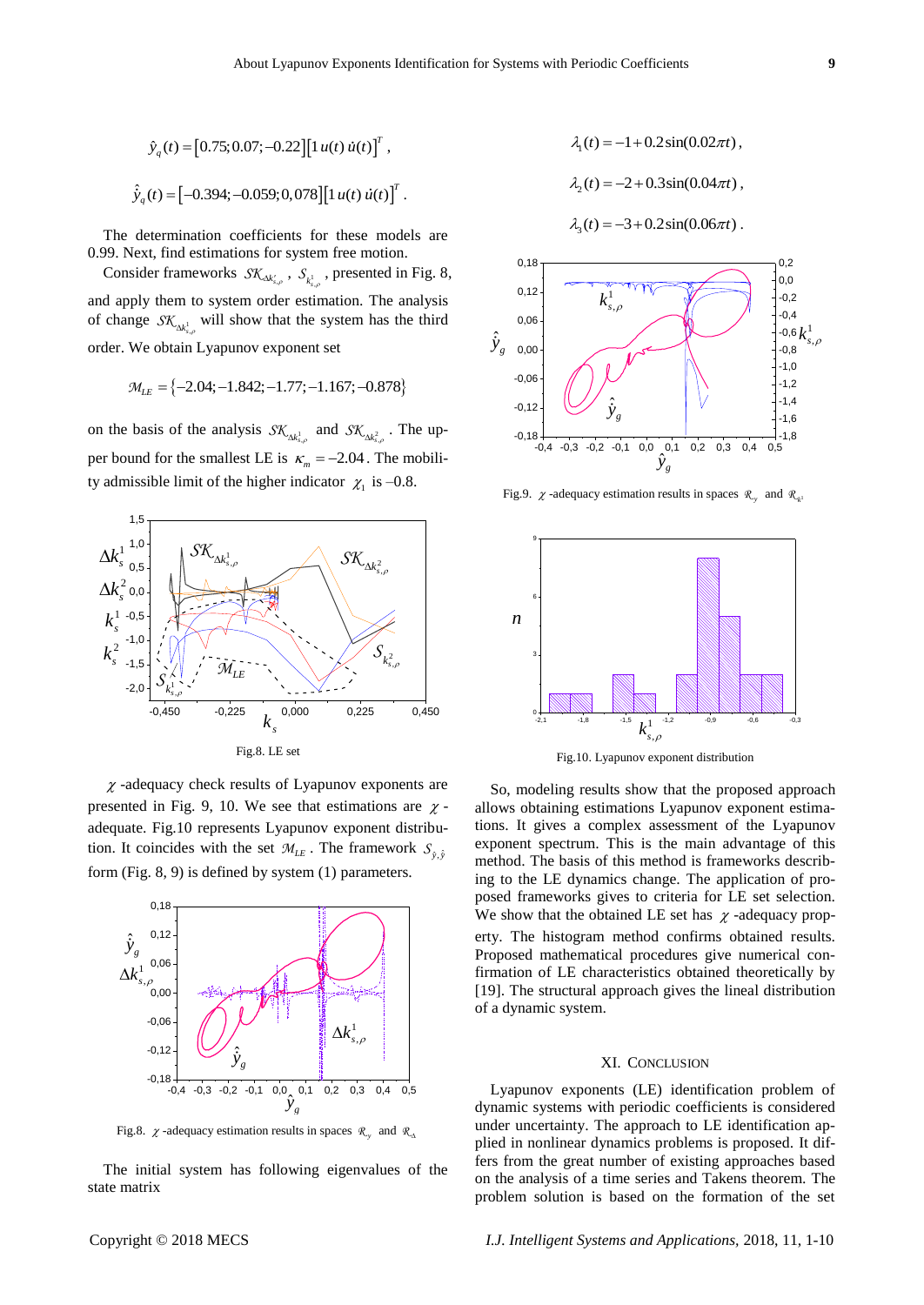$$\hat{y}_q(t) = [0.75; 0.07; -0.22][1\, u(t)\, \dot{u}(t)]^T,$$

$$\hat{\dot{y}}_q(t) = [-0.394; -0.059; 0,078][1\, u(t)\, \dot{u}(t)]^T.$$

The determination coefficients for these models are 0.99. Next, find estimations for system free motion.

Consider frameworks $\mathcal{SK}_{\Delta k^i_{s,\rho}}$, $\mathcal{S}_{k^1_{s,\rho}}$, presented in Fig. 8, and apply them to system order estimation. The analysis of change $\mathcal{SK}_{\Delta k^1_{s,\rho}}$ will show that the system has the third order. We obtain Lyapunov exponent set

$$\mathcal{M}_{LE} = \{-2.04; -1.842; -1.77; -1.167; -0.878\}$$

on the basis of the analysis $\mathcal{SK}_{\Delta k^1_{s,\rho}}$ and $\mathcal{SK}_{\Delta k^2_{s,\rho}}$. The upper bound for the smallest LE is $\kappa_m = -2.04$. The mobility admissible limit of the higher indicator $\chi_1$ is –0.8.

Fig.8. LE set

$\chi$-adequacy check results of Lyapunov exponents are presented in Fig. 9, 10. We see that estimations are $\chi$-adequate. Fig.10 represents Lyapunov exponent distribution. It coincides with the set $\mathcal{M}_{LE}$. The framework $\mathcal{S}_{\dot{y},\hat{y}}$ form (Fig. 8, 9) is defined by system (1) parameters.

Fig.8. $\chi$-adequacy estimation results in spaces $\mathcal{R}_{y}$ and $\mathcal{R}_{\Delta}$

The initial system has following eigenvalues of the state matrix

$$\lambda_1(t) = -1 + 0.2\sin(0.02\pi t),$$

$$\lambda_2(t) = -2 + 0.3\sin(0.04\pi t),$$

$$\lambda_3(t) = -3 + 0.2\sin(0.06\pi t).$$

Fig.9. $\chi$-adequacy estimation results in spaces $\mathcal{R}_{y}$ and $\mathcal{R}_{k^1}$

Fig.10. Lyapunov exponent distribution

So, modeling results show that the proposed approach allows obtaining estimations Lyapunov exponent estimations. It gives a complex assessment of the Lyapunov exponent spectrum. This is the main advantage of this method. The basis of this method is frameworks describing to the LE dynamics change. The application of proposed frameworks gives to criteria for LE set selection. We show that the obtained LE set has $\chi$-adequacy property. The histogram method confirms obtained results. Proposed mathematical procedures give numerical confirmation of LE characteristics obtained theoretically by [19]. The structural approach gives the lineal distribution of a dynamic system.

## XI. Conclusion

Lyapunov exponents (LE) identification problem of dynamic systems with periodic coefficients is considered under uncertainty. The approach to LE identification applied in nonlinear dynamics problems is proposed. It differs from the great number of existing approaches based on the analysis of a time series and Takens theorem. The problem solution is based on the formation of the set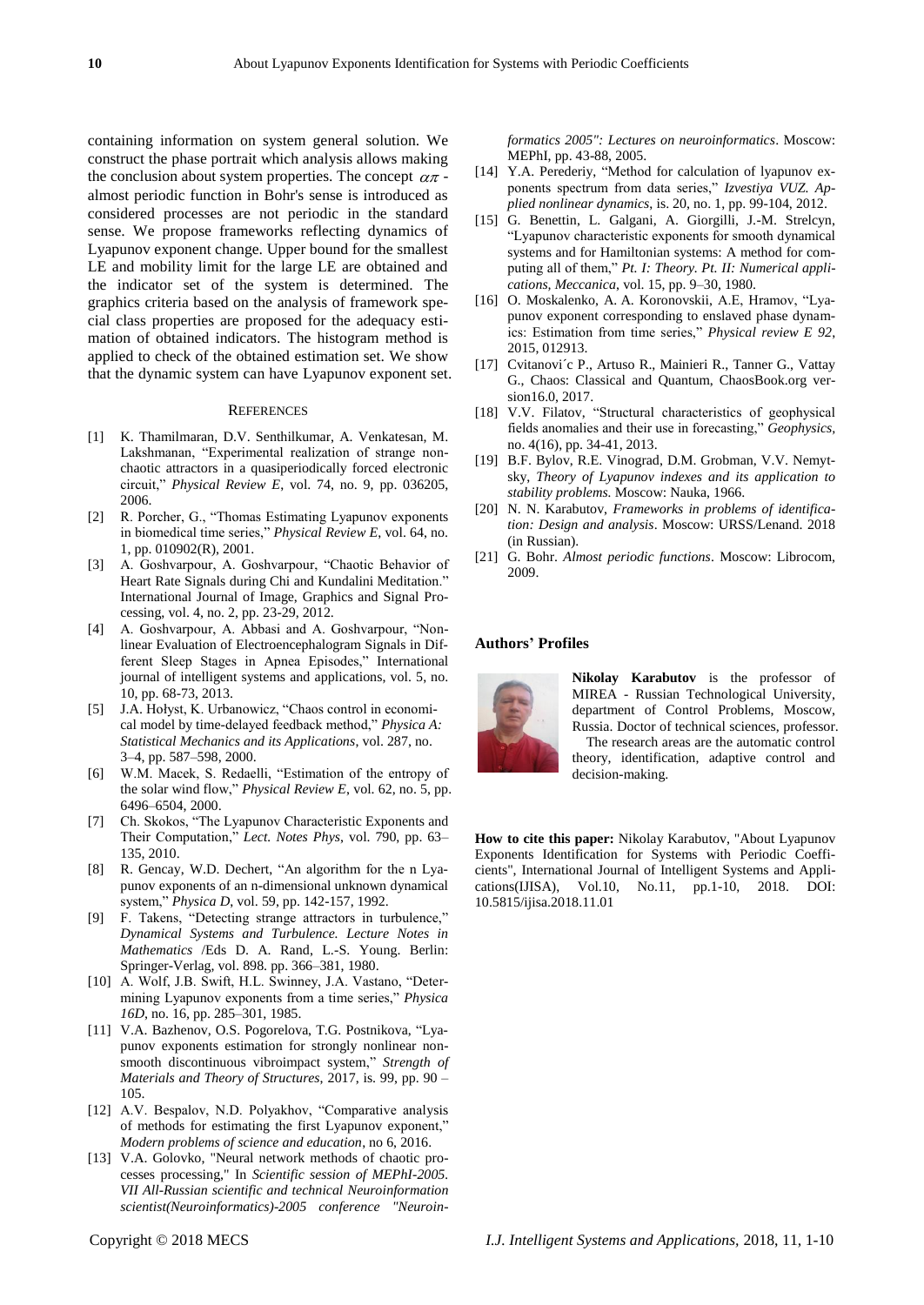containing information on system general solution. We construct the phase portrait which analysis allows making the conclusion about system properties. The concept $\alpha\pi$ - almost periodic function in Bohr's sense is introduced as considered processes are not periodic in the standard sense. We propose frameworks reflecting dynamics of Lyapunov exponent change. Upper bound for the smallest LE and mobility limit for the large LE are obtained and the indicator set of the system is determined. The graphics criteria based on the analysis of framework special class properties are proposed for the adequacy estimation of obtained indicators. The histogram method is applied to check of the obtained estimation set. We show that the dynamic system can have Lyapunov exponent set.

## REFERENCES

[1] K. Thamilmaran, D.V. Senthilkumar, A. Venkatesan, M. Lakshmanan, "Experimental realization of strange non-chaotic attractors in a quasiperiodically forced electronic circuit," *Physical Review E*, vol. 74, no. 9, pp. 036205, 2006.

[2] R. Porcher, G., "Thomas Estimating Lyapunov exponents in biomedical time series," *Physical Review E*, vol. 64, no. 1, pp. 010902(R), 2001.

[3] A. Goshvarpour, A. Goshvarpour, "Chaotic Behavior of Heart Rate Signals during Chi and Kundalini Meditation." International Journal of Image, Graphics and Signal Processing, vol. 4, no. 2, pp. 23-29, 2012.

[4] A. Goshvarpour, A. Abbasi and A. Goshvarpour, "Nonlinear Evaluation of Electroencephalogram Signals in Different Sleep Stages in Apnea Episodes," International journal of intelligent systems and applications, vol. 5, no. 10, pp. 68-73, 2013.

[5] J.A. Hołyst, K. Urbanowicz, "Chaos control in economical model by time-delayed feedback method," *Physica A: Statistical Mechanics and its Applications*, vol. 287, no. 3–4, pp. 587–598, 2000.

[6] W.M. Macek, S. Redaelli, "Estimation of the entropy of the solar wind flow," *Physical Review E*, vol. 62, no. 5, pp. 6496–6504, 2000.

[7] Ch. Skokos, "The Lyapunov Characteristic Exponents and Their Computation," *Lect. Notes Phys*, vol. 790, pp. 63–135, 2010.

[8] R. Gencay, W.D. Dechert, "An algorithm for the n Lyapunov exponents of an n-dimensional unknown dynamical system," *Physica D*, vol. 59, pp. 142-157, 1992.

[9] F. Takens, "Detecting strange attractors in turbulence," *Dynamical Systems and Turbulence. Lecture Notes in Mathematics* /Eds D. A. Rand, L.-S. Young. Berlin: Springer-Verlag, vol. 898. pp. 366–381, 1980.

[10] A. Wolf, J.B. Swift, H.L. Swinney, J.A. Vastano, "Determining Lyapunov exponents from a time series," *Physica 16D*, no. 16, pp. 285–301, 1985.

[11] V.A. Bazhenov, O.S. Pogorelova, T.G. Postnikova, "Lyapunov exponents estimation for strongly nonlinear nonsmooth discontinuous vibroimpact system," *Strength of Materials and Theory of Structures*, 2017, is. 99, pp. 90 – 105.

[12] A.V. Bespalov, N.D. Polyakhov, "Comparative analysis of methods for estimating the first Lyapunov exponent," *Modern problems of science and education*, no 6, 2016.

[13] V.A. Golovko, "Neural network methods of chaotic processes processing," In *Scientific session of MEPhI-2005. VII All-Russian scientific and technical Neuroinformation scientist(Neuroinformatics)-2005 conference "Neuroinformatics 2005": Lectures on neuroinformatics*. Moscow: MEPhI, pp. 43-88, 2005.

[14] Y.A. Perederiy, "Method for calculation of lyapunov exponents spectrum from data series," *Izvestiya VUZ. Applied nonlinear dynamics*, is. 20, no. 1, pp. 99-104, 2012.

[15] G. Benettin, L. Galgani, A. Giorgilli, J.-M. Strelcyn, "Lyapunov characteristic exponents for smooth dynamical systems and for Hamiltonian systems: A method for computing all of them," *Pt. I: Theory. Pt. II: Numerical applications, Meccanica*, vol. 15, pp. 9–30, 1980.

[16] O. Moskalenko, A. A. Koronovskii, A.E, Hramov, "Lyapunov exponent corresponding to enslaved phase dynamics: Estimation from time series," *Physical review E 92*, 2015, 012913.

[17] Cvitanovi´c P., Artuso R., Mainieri R., Tanner G., Vattay G., Chaos: Classical and Quantum, ChaosBook.org version16.0, 2017.

[18] V.V. Filatov, "Structural characteristics of geophysical fields anomalies and their use in forecasting," *Geophysics*, no. 4(16), pp. 34-41, 2013.

[19] B.F. Bylov, R.E. Vinograd, D.M. Grobman, V.V. Nemytsky, *Theory of Lyapunov indexes and its application to stability problems.* Moscow: Nauka, 1966.

[20] N. N. Karabutov, *Frameworks in problems of identification: Design and analysis*. Moscow: URSS/Lenand. 2018 (in Russian).

[21] G. Bohr. *Almost periodic functions*. Moscow: Librocom, 2009.

## Authors' Profiles

**Nikolay Karabutov** is the professor of MIREA - Russian Technological University, department of Control Problems, Moscow, Russia. Doctor of technical sciences, professor.

The research areas are the automatic control theory, identification, adaptive control and decision-making.

**How to cite this paper:** Nikolay Karabutov, "About Lyapunov Exponents Identification for Systems with Periodic Coefficients", International Journal of Intelligent Systems and Applications(IJISA), Vol.10, No.11, pp.1-10, 2018. DOI: 10.5815/ijisa.2018.11.01